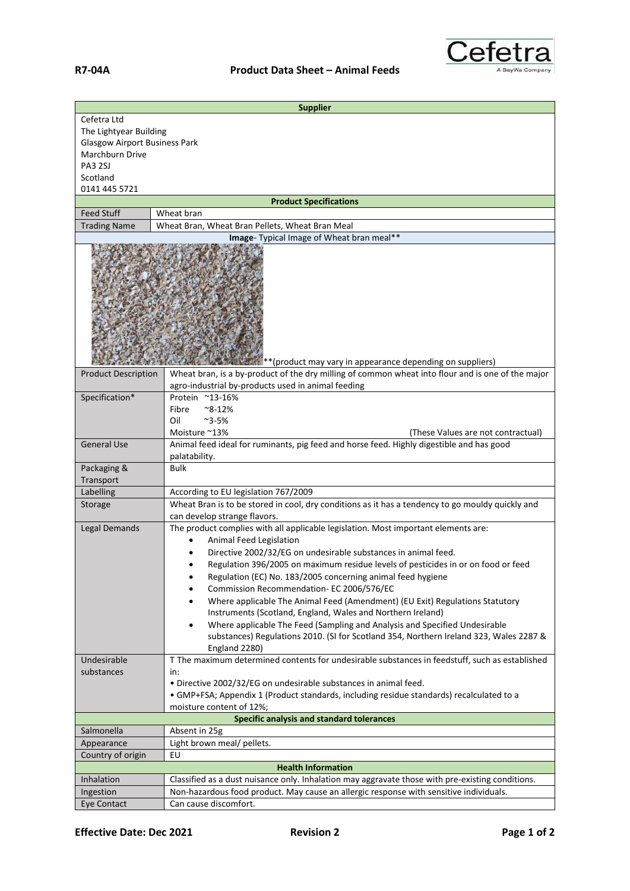**R7-04A** **Product Data Sheet – Animal Feeds**

| Supplier | |
|---|---|
| Cefetra Ltd<br>The Lightyear Building<br>Glasgow Airport Business Park<br>Marchburn Drive<br>PA3 2SJ<br>Scotland<br>0141 445 5721 | |
| **Product Specifications** | |
| Feed Stuff | Wheat bran |
| Trading Name | Wheat Bran, Wheat Bran Pellets, Wheat Bran Meal |
| **Image**- Typical Image of Wheat bran meal** | |
| | **(product may vary in appearance depending on suppliers) |
| Product Description | Wheat bran, is a by-product of the dry milling of common wheat into flour and is one of the major agro-industrial by-products used in animal feeding |
| Specification* | Protein ~13-16%<br>Fibre ~8-12%<br>Oil ~3-5%<br>Moisture ~13% (These Values are not contractual) |
| General Use | Animal feed ideal for ruminants, pig feed and horse feed. Highly digestible and has good palatability. |
| Packaging & Transport | Bulk |
| Labelling | According to EU legislation 767/2009 |
| Storage | Wheat Bran is to be stored in cool, dry conditions as it has a tendency to go mouldy quickly and can develop strange flavors. |
| Legal Demands | The product complies with all applicable legislation. Most important elements are:<br>• Animal Feed Legislation<br>• Directive 2002/32/EG on undesirable substances in animal feed.<br>• Regulation 396/2005 on maximum residue levels of pesticides in or on food or feed<br>• Regulation (EC) No. 183/2005 concerning animal feed hygiene<br>• Commission Recommendation- EC 2006/576/EC<br>• Where applicable The Animal Feed (Amendment) (EU Exit) Regulations Statutory Instruments (Scotland, England, Wales and Northern Ireland)<br>• Where applicable The Feed (Sampling and Analysis and Specified Undesirable substances) Regulations 2010. (SI for Scotland 354, Northern Ireland 323, Wales 2287 & England 2280) |
| Undesirable substances | T The maximum determined contents for undesirable substances in feedstuff, such as established in:<br>• Directive 2002/32/EG on undesirable substances in animal feed.<br>• GMP+FSA; Appendix 1 (Product standards, including residue standards) recalculated to a moisture content of 12%; |
| **Specific analysis and standard tolerances** | |
| Salmonella | Absent in 25g |
| Appearance | Light brown meal/ pellets. |
| Country of origin | EU |
| **Health Information** | |
| Inhalation | Classified as a dust nuisance only. Inhalation may aggravate those with pre-existing conditions. |
| Ingestion | Non-hazardous food product. May cause an allergic response with sensitive individuals. |
| Eye Contact | Can cause discomfort. |

**Effective Date: Dec 2021** **Revision 2**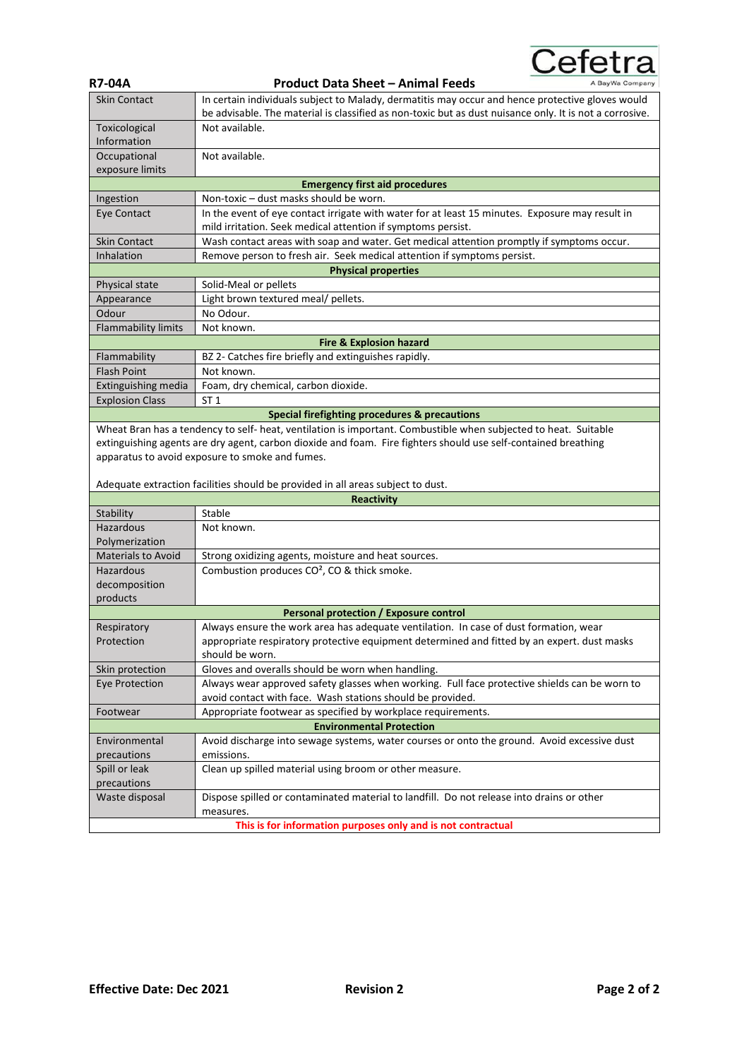**R7-04A** **Product Data Sheet – Animal Feeds**

| | |
|---|---|
| Skin Contact | In certain individuals subject to Malady, dermatitis may occur and hence protective gloves would be advisable. The material is classified as non-toxic but as dust nuisance only. It is not a corrosive. |
| Toxicological Information | Not available. |
| Occupational exposure limits | Not available. |
| **Emergency first aid procedures** | |
| Ingestion | Non-toxic – dust masks should be worn. |
| Eye Contact | In the event of eye contact irrigate with water for at least 15 minutes. Exposure may result in mild irritation. Seek medical attention if symptoms persist. |
| Skin Contact | Wash contact areas with soap and water. Get medical attention promptly if symptoms occur. |
| Inhalation | Remove person to fresh air. Seek medical attention if symptoms persist. |
| **Physical properties** | |
| Physical state | Solid-Meal or pellets |
| Appearance | Light brown textured meal/ pellets. |
| Odour | No Odour. |
| Flammability limits | Not known. |
| **Fire & Explosion hazard** | |
| Flammability | BZ 2- Catches fire briefly and extinguishes rapidly. |
| Flash Point | Not known. |
| Extinguishing media | Foam, dry chemical, carbon dioxide. |
| Explosion Class | ST 1 |

**Special firefighting procedures & precautions**

Wheat Bran has a tendency to self- heat, ventilation is important. Combustible when subjected to heat. Suitable extinguishing agents are dry agent, carbon dioxide and foam. Fire fighters should use self-contained breathing apparatus to avoid exposure to smoke and fumes.

Adequate extraction facilities should be provided in all areas subject to dust.

| | |
|---|---|
| **Reactivity** | |
| Stability | Stable |
| Hazardous Polymerization | Not known. |
| Materials to Avoid | Strong oxidizing agents, moisture and heat sources. |
| Hazardous decomposition products | Combustion produces $CO^2$, CO & thick smoke. |
| **Personal protection / Exposure control** | |
| Respiratory Protection | Always ensure the work area has adequate ventilation. In case of dust formation, wear appropriate respiratory protective equipment determined and fitted by an expert. dust masks should be worn. |
| Skin protection | Gloves and overalls should be worn when handling. |
| Eye Protection | Always wear approved safety glasses when working. Full face protective shields can be worn to avoid contact with face. Wash stations should be provided. |
| Footwear | Appropriate footwear as specified by workplace requirements. |
| **Environmental Protection** | |
| Environmental precautions | Avoid discharge into sewage systems, water courses or onto the ground. Avoid excessive dust emissions. |
| Spill or leak precautions | Clean up spilled material using broom or other measure. |
| Waste disposal | Dispose spilled or contaminated material to landfill. Do not release into drains or other measures. |

**This is for information purposes only and is not contractual**

**Effective Date: Dec 2021** **Revision 2**